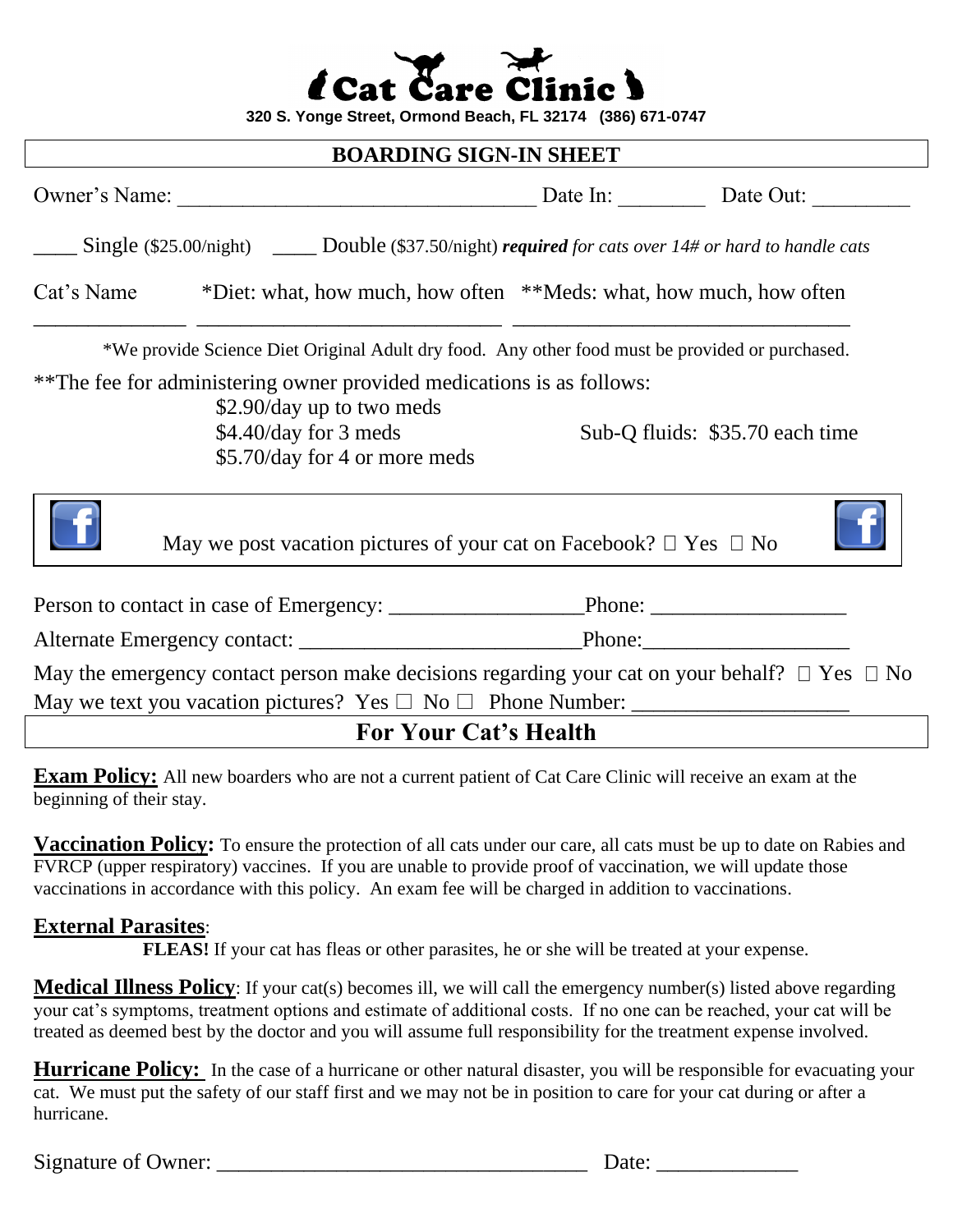# Cat Care Clinic

**320 S. Yonge Street, Ormond Beach, FL 32174 (386) 671-0747**

## BOARDING SIGN-IN SHEET

Owner's Name: ________________________________ Date In: ________ Date Out: _________

____ Single ($25.00/night) ____ Double ($37.50/night) ***required*** *for cats over 14# or hard to handle cats*

Cat's Name | *Diet: what, how much, how often | **Meds: what, how much, how often

______________ ____________________________ ______________________________

*We provide Science Diet Original Adult dry food. Any other food must be provided or purchased.

**The fee for administering owner provided medications is as follows:

- $2.90/day up to two meds
- $4.40/day for 3 meds
- $5.70/day for 4 or more meds

Sub-Q fluids: $35.70 each time

May we post vacation pictures of your cat on Facebook? ☐ Yes ☐ No

Person to contact in case of Emergency: _________________Phone: _________________

Alternate Emergency contact: _________________________Phone:__________________

May the emergency contact person make decisions regarding your cat on your behalf? ☐ Yes ☐ No

May we text you vacation pictures? Yes ☐ No ☐ Phone Number: ___________________

## For Your Cat's Health

**Exam Policy:** All new boarders who are not a current patient of Cat Care Clinic will receive an exam at the beginning of their stay.

**Vaccination Policy:** To ensure the protection of all cats under our care, all cats must be up to date on Rabies and FVRCP (upper respiratory) vaccines. If you are unable to provide proof of vaccination, we will update those vaccinations in accordance with this policy. An exam fee will be charged in addition to vaccinations.

**External Parasites**:

**FLEAS!** If your cat has fleas or other parasites, he or she will be treated at your expense.

**Medical Illness Policy**: If your cat(s) becomes ill, we will call the emergency number(s) listed above regarding your cat's symptoms, treatment options and estimate of additional costs. If no one can be reached, your cat will be treated as deemed best by the doctor and you will assume full responsibility for the treatment expense involved.

**Hurricane Policy:** In the case of a hurricane or other natural disaster, you will be responsible for evacuating your cat. We must put the safety of our staff first and we may not be in position to care for your cat during or after a hurricane.

Signature of Owner: _________________________________ Date: ____________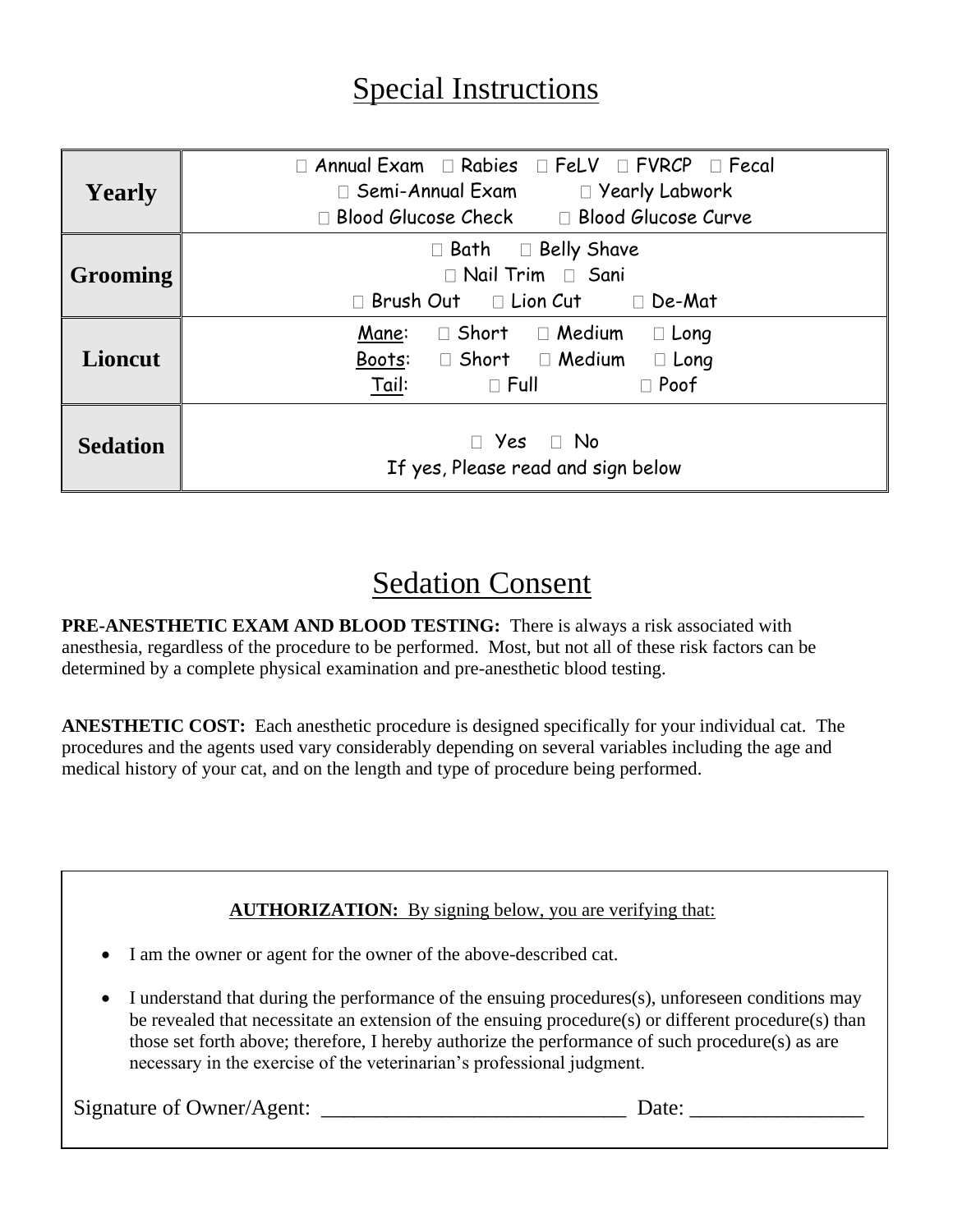# Special Instructions

| | |
|---|---|
| **Yearly** | ☐ Annual Exam ☐ Rabies ☐ FeLV ☐ FVRCP ☐ Fecal<br>☐ Semi-Annual Exam ☐ Yearly Labwork<br>☐ Blood Glucose Check ☐ Blood Glucose Curve |
| **Grooming** | ☐ Bath ☐ Belly Shave<br>☐ Nail Trim ☐ Sani<br>☐ Brush Out ☐ Lion Cut ☐ De-Mat |
| **Lioncut** | Mane: ☐ Short ☐ Medium ☐ Long<br>Boots: ☐ Short ☐ Medium ☐ Long<br>Tail: ☐ Full ☐ Poof |
| **Sedation** | ☐ Yes ☐ No<br>If yes, Please read and sign below |

# Sedation Consent

**PRE-ANESTHETIC EXAM AND BLOOD TESTING:** There is always a risk associated with anesthesia, regardless of the procedure to be performed. Most, but not all of these risk factors can be determined by a complete physical examination and pre-anesthetic blood testing.

**ANESTHETIC COST:** Each anesthetic procedure is designed specifically for your individual cat. The procedures and the agents used vary considerably depending on several variables including the age and medical history of your cat, and on the length and type of procedure being performed.

**AUTHORIZATION:** By signing below, you are verifying that:

- I am the owner or agent for the owner of the above-described cat.
- I understand that during the performance of the ensuing procedures(s), unforeseen conditions may be revealed that necessitate an extension of the ensuing procedure(s) or different procedure(s) than those set forth above; therefore, I hereby authorize the performance of such procedure(s) as are necessary in the exercise of the veterinarian's professional judgment.

Signature of Owner/Agent: ____________________________ Date: ________________